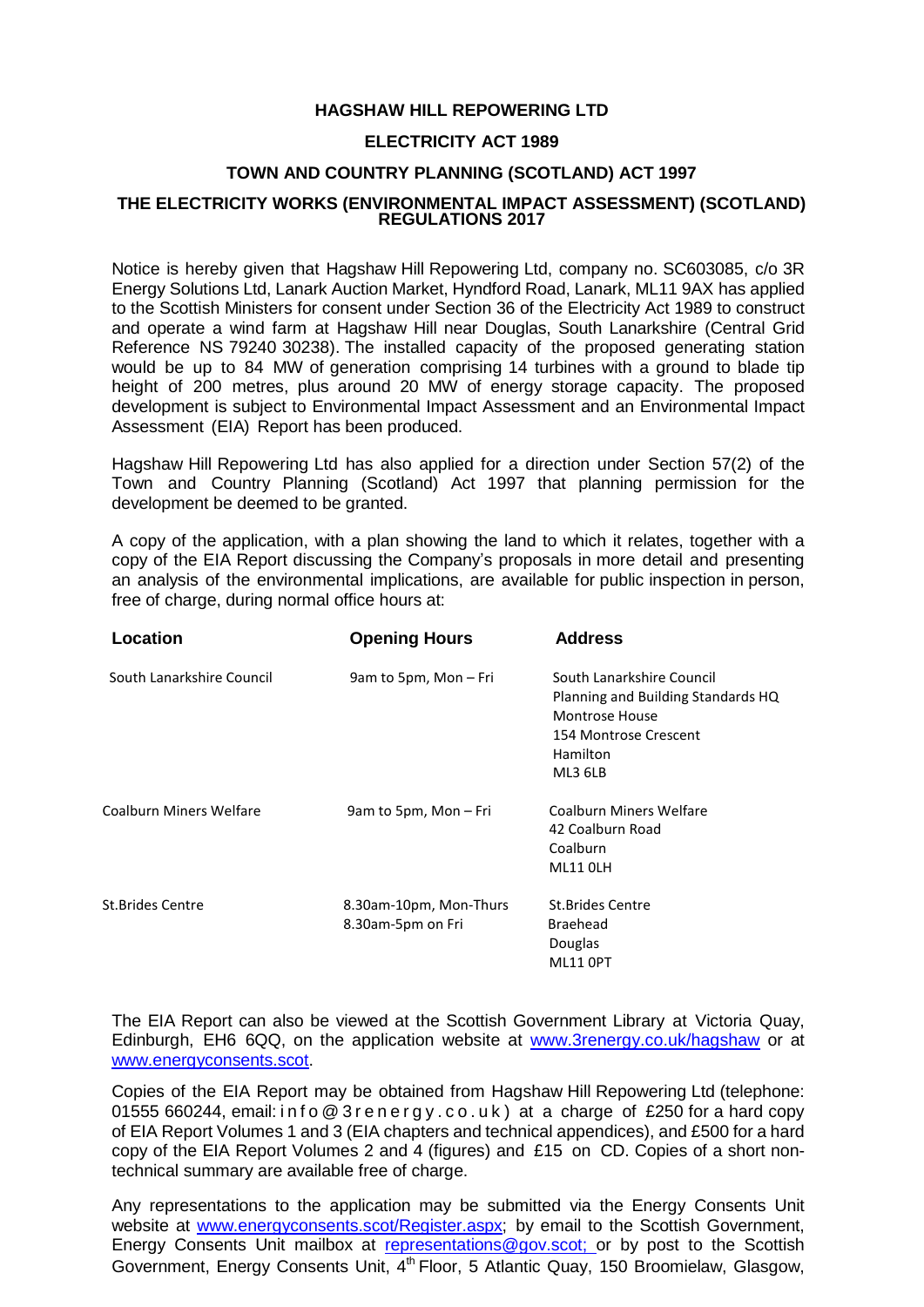**HAGSHAW HILL REPOWERING LTD**

**ELECTRICITY ACT 1989**

**TOWN AND COUNTRY PLANNING (SCOTLAND) ACT 1997**

**THE ELECTRICITY WORKS (ENVIRONMENTAL IMPACT ASSESSMENT) (SCOTLAND) REGULATIONS 2017**

Notice is hereby given that Hagshaw Hill Repowering Ltd, company no. SC603085, c/o 3R Energy Solutions Ltd, Lanark Auction Market, Hyndford Road, Lanark, ML11 9AX has applied to the Scottish Ministers for consent under Section 36 of the Electricity Act 1989 to construct and operate a wind farm at Hagshaw Hill near Douglas, South Lanarkshire (Central Grid Reference NS 79240 30238). The installed capacity of the proposed generating station would be up to 84 MW of generation comprising 14 turbines with a ground to blade tip height of 200 metres, plus around 20 MW of energy storage capacity. The proposed development is subject to Environmental Impact Assessment and an Environmental Impact Assessment (EIA) Report has been produced.

Hagshaw Hill Repowering Ltd has also applied for a direction under Section 57(2) of the Town and Country Planning (Scotland) Act 1997 that planning permission for the development be deemed to be granted.

A copy of the application, with a plan showing the land to which it relates, together with a copy of the EIA Report discussing the Company's proposals in more detail and presenting an analysis of the environmental implications, are available for public inspection in person, free of charge, during normal office hours at:

| Location | Opening Hours | Address |
|---|---|---|
| South Lanarkshire Council | 9am to 5pm, Mon – Fri | South Lanarkshire Council<br>Planning and Building Standards HQ<br>Montrose House<br>154 Montrose Crescent<br>Hamilton<br>ML3 6LB |
| Coalburn Miners Welfare | 9am to 5pm, Mon – Fri | Coalburn Miners Welfare<br>42 Coalburn Road<br>Coalburn<br>ML11 0LH |
| St.Brides Centre | 8.30am-10pm, Mon-Thurs<br>8.30am-5pm on Fri | St.Brides Centre<br>Braehead<br>Douglas<br>ML11 0PT |

The EIA Report can also be viewed at the Scottish Government Library at Victoria Quay, Edinburgh, EH6 6QQ, on the application website at www.3renergy.co.uk/hagshaw or at www.energyconsents.scot.

Copies of the EIA Report may be obtained from Hagshaw Hill Repowering Ltd (telephone: 01555 660244, email: info@3renergy.co.uk) at a charge of £250 for a hard copy of EIA Report Volumes 1 and 3 (EIA chapters and technical appendices), and £500 for a hard copy of the EIA Report Volumes 2 and 4 (figures) and £15 on CD. Copies of a short non-technical summary are available free of charge.

Any representations to the application may be submitted via the Energy Consents Unit website at www.energyconsents.scot/Register.aspx; by email to the Scottish Government, Energy Consents Unit mailbox at representations@gov.scot; or by post to the Scottish Government, Energy Consents Unit, 4th Floor, 5 Atlantic Quay, 150 Broomielaw, Glasgow,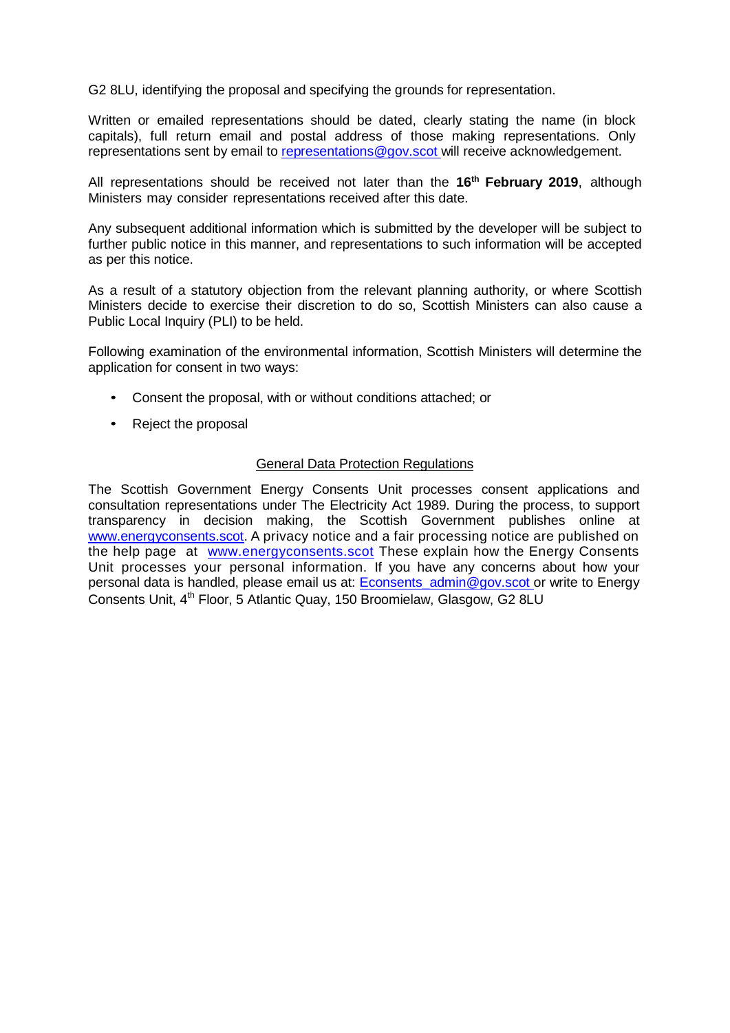G2 8LU, identifying the proposal and specifying the grounds for representation.

Written or emailed representations should be dated, clearly stating the name (in block capitals), full return email and postal address of those making representations. Only representations sent by email to representations@gov.scot will receive acknowledgement.

All representations should be received not later than the **16th February 2019**, although Ministers may consider representations received after this date.

Any subsequent additional information which is submitted by the developer will be subject to further public notice in this manner, and representations to such information will be accepted as per this notice.

As a result of a statutory objection from the relevant planning authority, or where Scottish Ministers decide to exercise their discretion to do so, Scottish Ministers can also cause a Public Local Inquiry (PLI) to be held.

Following examination of the environmental information, Scottish Ministers will determine the application for consent in two ways:

- Consent the proposal, with or without conditions attached; or
- Reject the proposal

## General Data Protection Regulations

The Scottish Government Energy Consents Unit processes consent applications and consultation representations under The Electricity Act 1989. During the process, to support transparency in decision making, the Scottish Government publishes online at www.energyconsents.scot. A privacy notice and a fair processing notice are published on the help page at www.energyconsents.scot These explain how the Energy Consents Unit processes your personal information. If you have any concerns about how your personal data is handled, please email us at: Econsents_admin@gov.scot or write to Energy Consents Unit, 4th Floor, 5 Atlantic Quay, 150 Broomielaw, Glasgow, G2 8LU